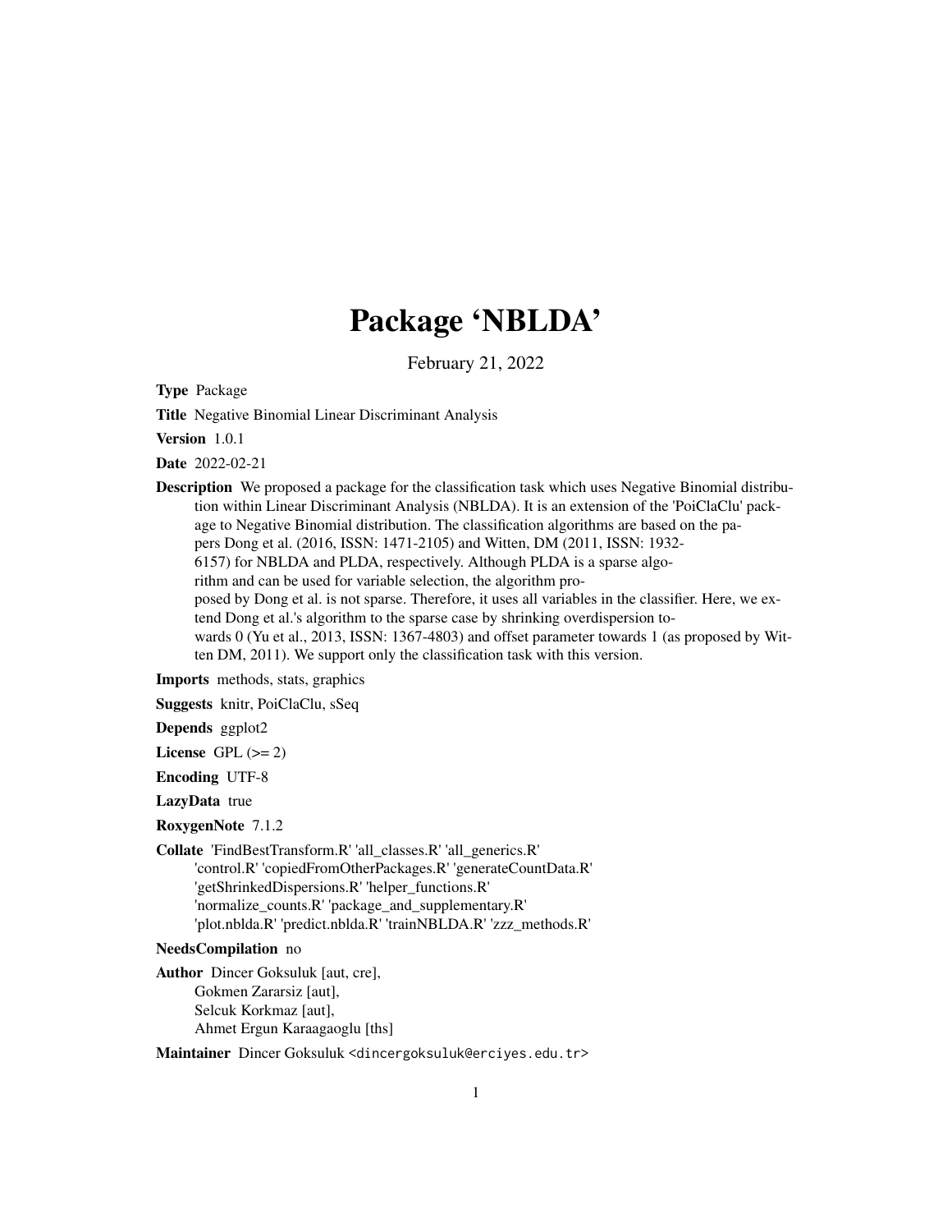# Package 'NBLDA'

February 21, 2022

**Type** Package

**Title** Negative Binomial Linear Discriminant Analysis

**Version** 1.0.1

**Date** 2022-02-21

**Description** We proposed a package for the classification task which uses Negative Binomial distribution within Linear Discriminant Analysis (NBLDA). It is an extension of the 'PoiClaClu' package to Negative Binomial distribution. The classification algorithms are based on the papers Dong et al. (2016, ISSN: 1471-2105) and Witten, DM (2011, ISSN: 1932-6157) for NBLDA and PLDA, respectively. Although PLDA is a sparse algorithm and can be used for variable selection, the algorithm proposed by Dong et al. is not sparse. Therefore, it uses all variables in the classifier. Here, we extend Dong et al.'s algorithm to the sparse case by shrinking overdispersion towards 0 (Yu et al., 2013, ISSN: 1367-4803) and offset parameter towards 1 (as proposed by Witten DM, 2011). We support only the classification task with this version.

**Imports** methods, stats, graphics

**Suggests** knitr, PoiClaClu, sSeq

**Depends** ggplot2

**License** GPL (>= 2)

**Encoding** UTF-8

**LazyData** true

**RoxygenNote** 7.1.2

**Collate** 'FindBestTransform.R' 'all_classes.R' 'all_generics.R' 'control.R' 'copiedFromOtherPackages.R' 'generateCountData.R' 'getShrinkedDispersions.R' 'helper_functions.R' 'normalize_counts.R' 'package_and_supplementary.R' 'plot.nblda.R' 'predict.nblda.R' 'trainNBLDA.R' 'zzz_methods.R'

**NeedsCompilation** no

**Author** Dincer Goksuluk [aut, cre],
Gokmen Zararsiz [aut],
Selcuk Korkmaz [aut],
Ahmet Ergun Karaagaoglu [ths]

**Maintainer** Dincer Goksuluk <dincergoksuluk@erciyes.edu.tr>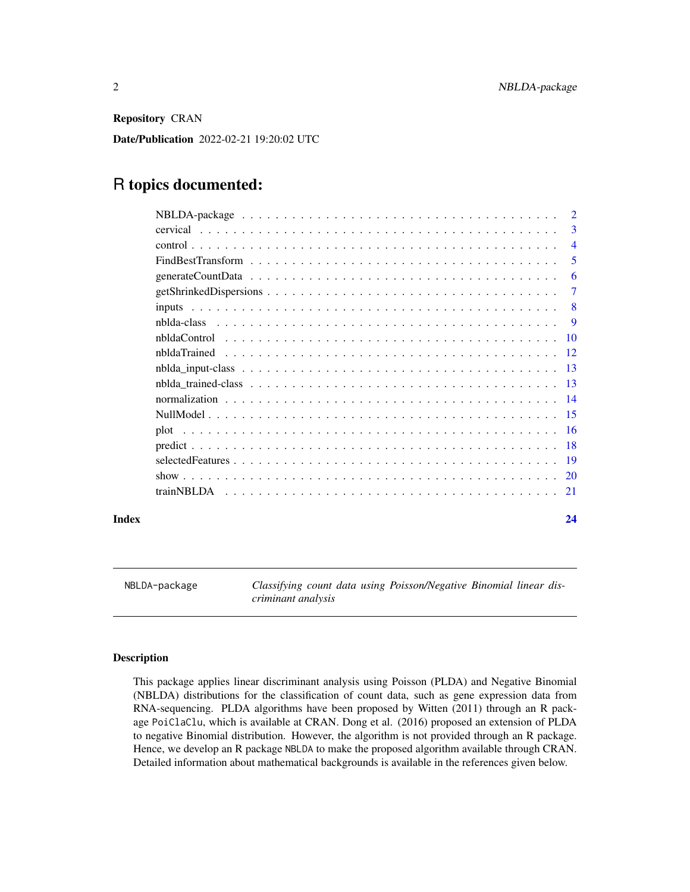**Repository** CRAN

**Date/Publication** 2022-02-21 19:20:02 UTC

# R topics documented:

| | |
|---|---|
| NBLDA-package | 2 |
| cervical | 3 |
| control | 4 |
| FindBestTransform | 5 |
| generateCountData | 6 |
| getShrinkedDispersions | 7 |
| inputs | 8 |
| nblda-class | 9 |
| nbldaControl | 10 |
| nbldaTrained | 12 |
| nblda_input-class | 13 |
| nblda_trained-class | 13 |
| normalization | 14 |
| NullModel | 15 |
| plot | 16 |
| predict | 18 |
| selectedFeatures | 19 |
| show | 20 |
| trainNBLDA | 21 |

**Index** 24

---

`NBLDA-package` *Classifying count data using Poisson/Negative Binomial linear discriminant analysis*

---

## Description

This package applies linear discriminant analysis using Poisson (PLDA) and Negative Binomial (NBLDA) distributions for the classification of count data, such as gene expression data from RNA-sequencing. PLDA algorithms have been proposed by Witten (2011) through an R package `PoiClaClu`, which is available at CRAN. Dong et al. (2016) proposed an extension of PLDA to negative Binomial distribution. However, the algorithm is not provided through an R package. Hence, we develop an R package `NBLDA` to make the proposed algorithm available through CRAN. Detailed information about mathematical backgrounds is available in the references given below.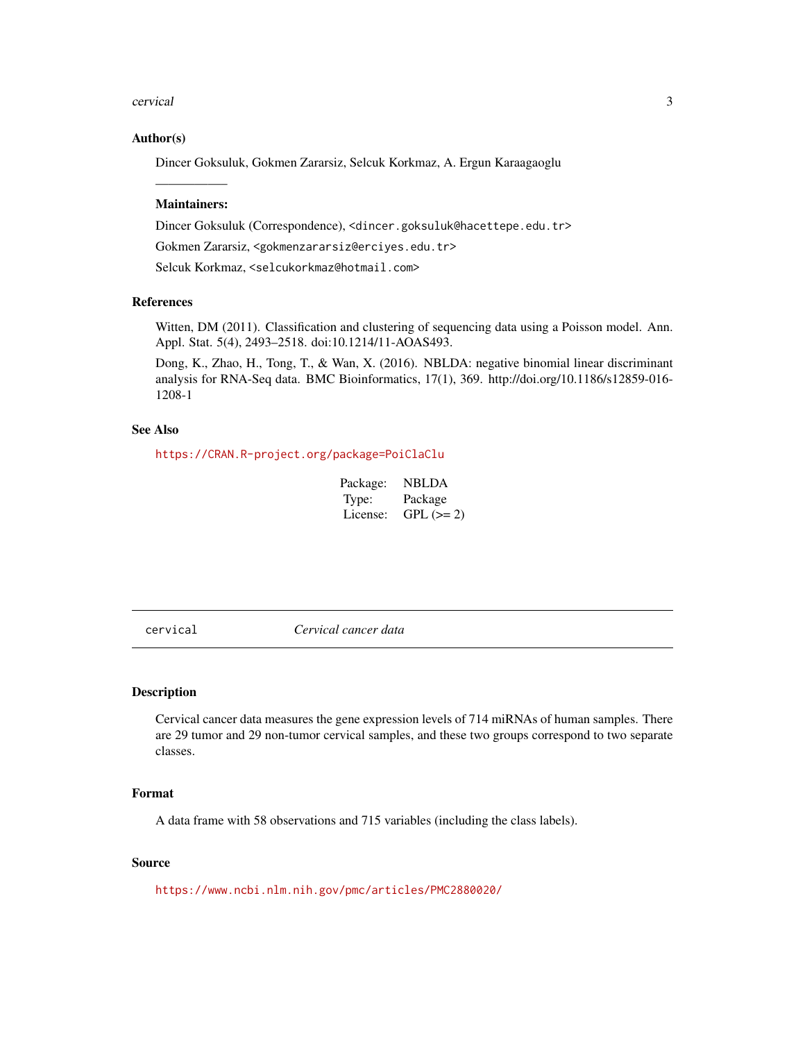### Author(s)

Dincer Goksuluk, Gokmen Zararsiz, Selcuk Korkmaz, A. Ergun Karaagaoglu

———————

**Maintainers:**

Dincer Goksuluk (Correspondence), <dincer.goksuluk@hacettepe.edu.tr>

Gokmen Zararsiz, <gokmenzararsiz@erciyes.edu.tr>

Selcuk Korkmaz, <selcukorkmaz@hotmail.com>

### References

Witten, DM (2011). Classification and clustering of sequencing data using a Poisson model. Ann. Appl. Stat. 5(4), 2493–2518. doi:10.1214/11-AOAS493.

Dong, K., Zhao, H., Tong, T., & Wan, X. (2016). NBLDA: negative binomial linear discriminant analysis for RNA-Seq data. BMC Bioinformatics, 17(1), 369. http://doi.org/10.1186/s12859-016-1208-1

### See Also

https://CRAN.R-project.org/package=PoiClaClu

| | |
|---|---|
| Package: | NBLDA |
| Type: | Package |
| License: | GPL (>= 2) |

---

## cervical — *Cervical cancer data*

### Description

Cervical cancer data measures the gene expression levels of 714 miRNAs of human samples. There are 29 tumor and 29 non-tumor cervical samples, and these two groups correspond to two separate classes.

### Format

A data frame with 58 observations and 715 variables (including the class labels).

### Source

https://www.ncbi.nlm.nih.gov/pmc/articles/PMC2880020/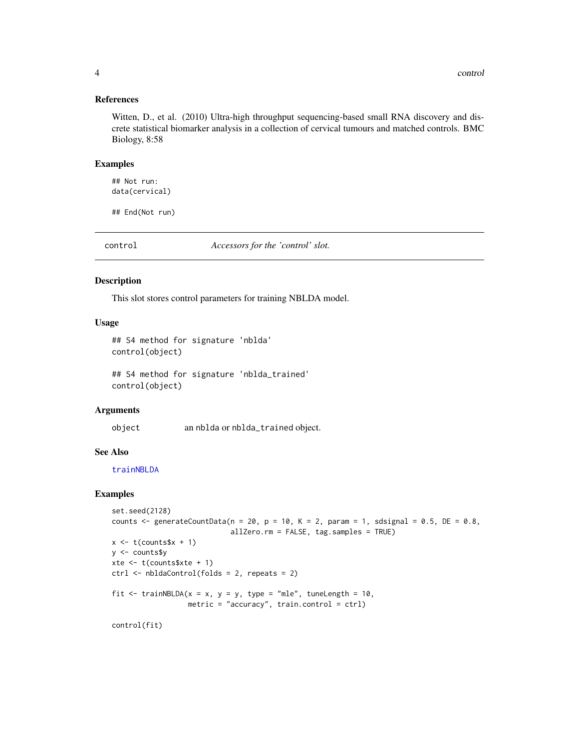### References

Witten, D., et al. (2010) Ultra-high throughput sequencing-based small RNA discovery and discrete statistical biomarker analysis in a collection of cervical tumours and matched controls. BMC Biology, 8:58

### Examples

```
## Not run:
data(cervical)

## End(Not run)
```

---

## control — *Accessors for the 'control' slot.*

---

### Description

This slot stores control parameters for training NBLDA model.

### Usage

```
## S4 method for signature 'nblda'
control(object)

## S4 method for signature 'nblda_trained'
control(object)
```

### Arguments

| | |
|---|---|
| `object` | an `nblda` or `nblda_trained` object. |

### See Also

`trainNBLDA`

### Examples

```
set.seed(2128)
counts <- generateCountData(n = 20, p = 10, K = 2, param = 1, sdsignal = 0.5, DE = 0.8,
                            allZero.rm = FALSE, tag.samples = TRUE)
x <- t(counts$x + 1)
y <- counts$y
xte <- t(counts$xte + 1)
ctrl <- nbldaControl(folds = 2, repeats = 2)

fit <- trainNBLDA(x = x, y = y, type = "mle", tuneLength = 10,
                  metric = "accuracy", train.control = ctrl)

control(fit)
```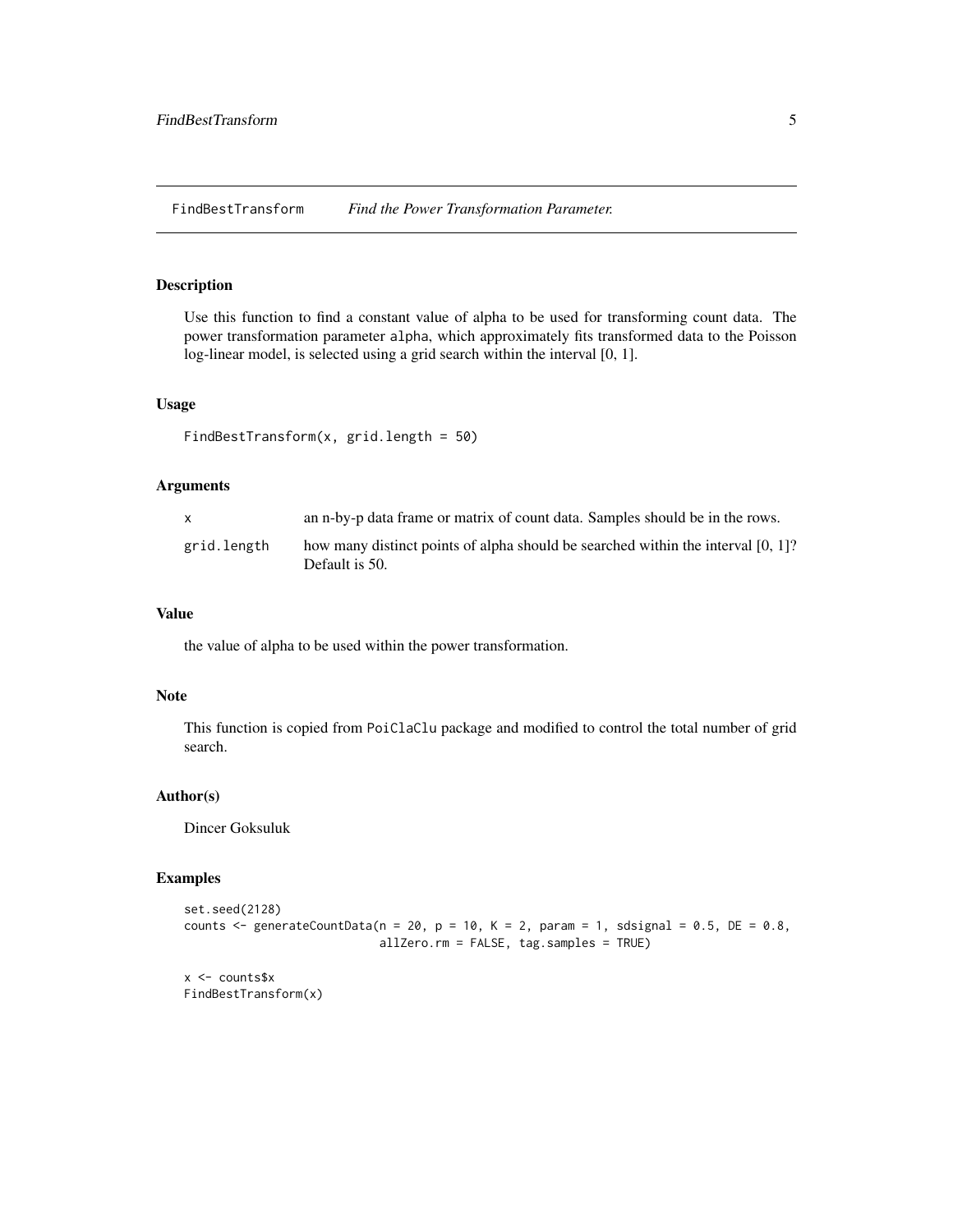## FindBestTransform *Find the Power Transformation Parameter.*

### Description

Use this function to find a constant value of alpha to be used for transforming count data. The power transformation parameter `alpha`, which approximately fits transformed data to the Poisson log-linear model, is selected using a grid search within the interval [0, 1].

### Usage

```
FindBestTransform(x, grid.length = 50)
```

### Arguments

| | |
|---|---|
| `x` | an n-by-p data frame or matrix of count data. Samples should be in the rows. |
| `grid.length` | how many distinct points of alpha should be searched within the interval [0, 1]? Default is 50. |

### Value

the value of alpha to be used within the power transformation.

### Note

This function is copied from `PoiClaClu` package and modified to control the total number of grid search.

### Author(s)

Dincer Goksuluk

### Examples

```
set.seed(2128)
counts <- generateCountData(n = 20, p = 10, K = 2, param = 1, sdsignal = 0.5, DE = 0.8,
                            allZero.rm = FALSE, tag.samples = TRUE)

x <- counts$x
FindBestTransform(x)
```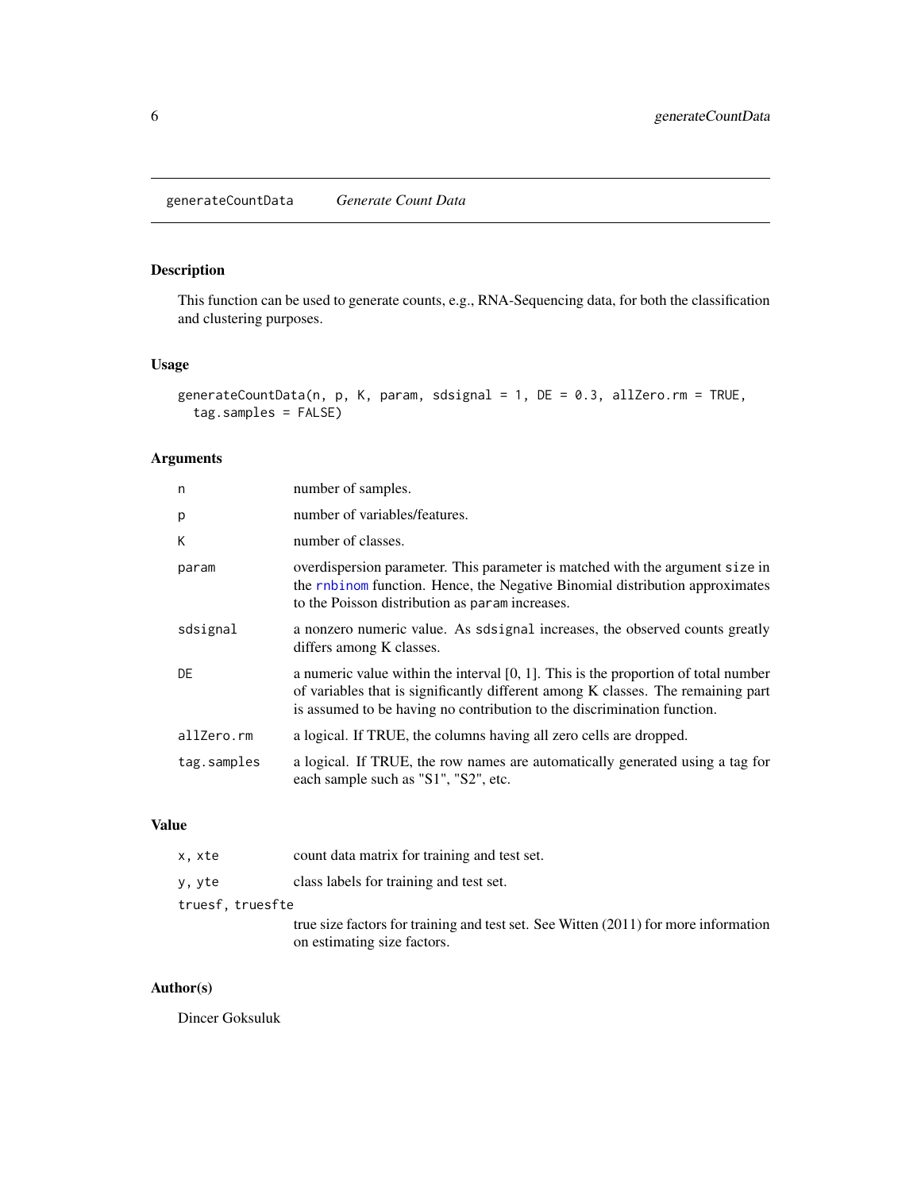## generateCountData *Generate Count Data*

### Description

This function can be used to generate counts, e.g., RNA-Sequencing data, for both the classification and clustering purposes.

### Usage

```
generateCountData(n, p, K, param, sdsignal = 1, DE = 0.3, allZero.rm = TRUE,
  tag.samples = FALSE)
```

### Arguments

| | |
|---|---|
| n | number of samples. |
| p | number of variables/features. |
| K | number of classes. |
| param | overdispersion parameter. This parameter is matched with the argument `size` in the `rnbinom` function. Hence, the Negative Binomial distribution approximates to the Poisson distribution as `param` increases. |
| sdsignal | a nonzero numeric value. As `sdsignal` increases, the observed counts greatly differs among K classes. |
| DE | a numeric value within the interval [0, 1]. This is the proportion of total number of variables that is significantly different among K classes. The remaining part is assumed to be having no contribution to the discrimination function. |
| allZero.rm | a logical. If TRUE, the columns having all zero cells are dropped. |
| tag.samples | a logical. If TRUE, the row names are automatically generated using a tag for each sample such as "S1", "S2", etc. |

### Value

| | |
|---|---|
| x, xte | count data matrix for training and test set. |
| y, yte | class labels for training and test set. |
| truesf, truesfte | true size factors for training and test set. See Witten (2011) for more information on estimating size factors. |

### Author(s)

Dincer Goksuluk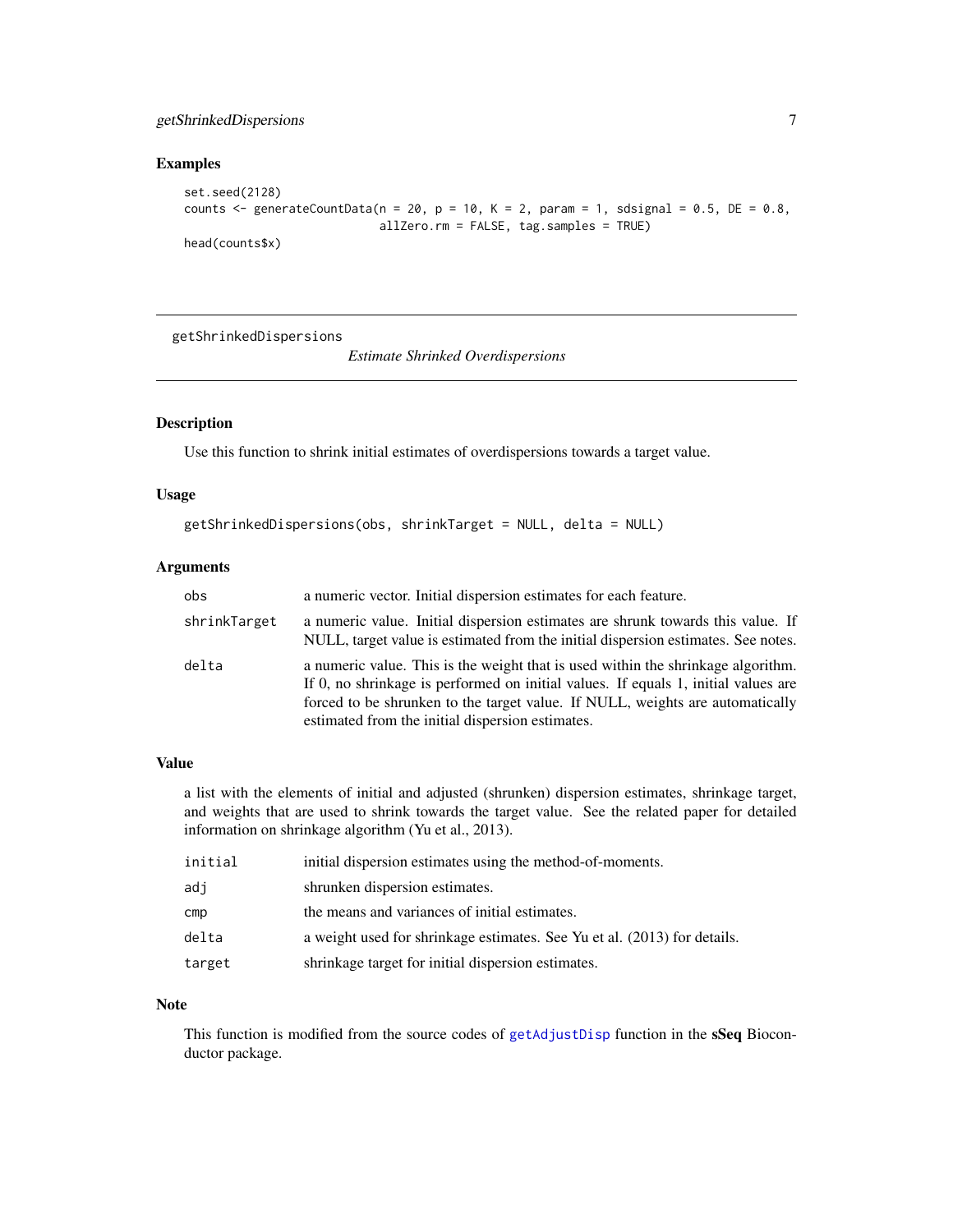## Examples

```
set.seed(2128)
counts <- generateCountData(n = 20, p = 10, K = 2, param = 1, sdsignal = 0.5, DE = 0.8,
                            allZero.rm = FALSE, tag.samples = TRUE)
head(counts$x)
```

---

getShrinkedDispersions    *Estimate Shrinked Overdispersions*

---

## Description

Use this function to shrink initial estimates of overdispersions towards a target value.

## Usage

```
getShrinkedDispersions(obs, shrinkTarget = NULL, delta = NULL)
```

## Arguments

| | |
|---|---|
| obs | a numeric vector. Initial dispersion estimates for each feature. |
| shrinkTarget | a numeric value. Initial dispersion estimates are shrunk towards this value. If NULL, target value is estimated from the initial dispersion estimates. See notes. |
| delta | a numeric value. This is the weight that is used within the shrinkage algorithm. If 0, no shrinkage is performed on initial values. If equals 1, initial values are forced to be shrunken to the target value. If NULL, weights are automatically estimated from the initial dispersion estimates. |

## Value

a list with the elements of initial and adjusted (shrunken) dispersion estimates, shrinkage target, and weights that are used to shrink towards the target value. See the related paper for detailed information on shrinkage algorithm (Yu et al., 2013).

| | |
|---|---|
| initial | initial dispersion estimates using the method-of-moments. |
| adj | shrunken dispersion estimates. |
| cmp | the means and variances of initial estimates. |
| delta | a weight used for shrinkage estimates. See Yu et al. (2013) for details. |
| target | shrinkage target for initial dispersion estimates. |

## Note

This function is modified from the source codes of getAdjustDisp function in the **sSeq** Bioconductor package.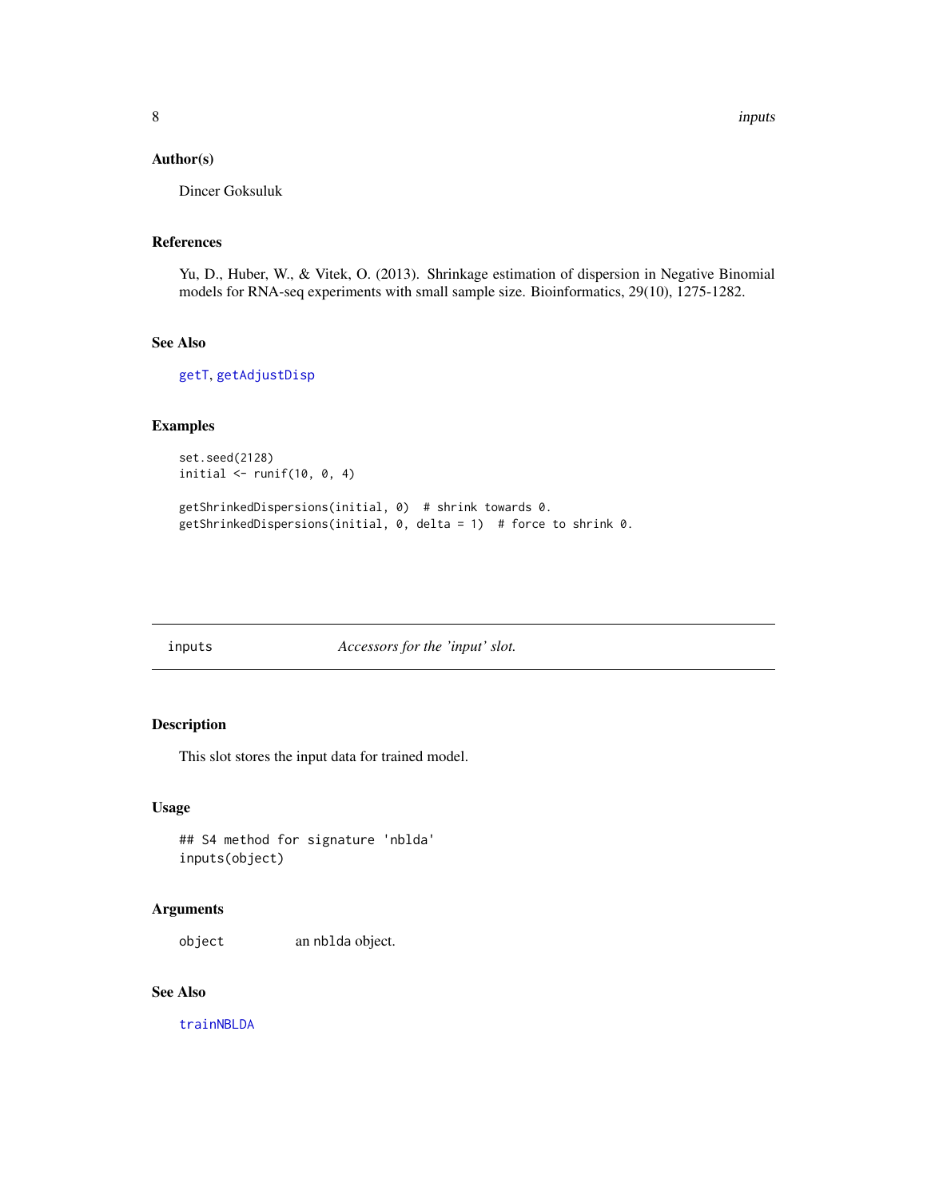### Author(s)

Dincer Goksuluk

### References

Yu, D., Huber, W., & Vitek, O. (2013). Shrinkage estimation of dispersion in Negative Binomial models for RNA-seq experiments with small sample size. Bioinformatics, 29(10), 1275-1282.

### See Also

getT, getAdjustDisp

### Examples

```
set.seed(2128)
initial <- runif(10, 0, 4)

getShrinkedDispersions(initial, 0)  # shrink towards 0.
getShrinkedDispersions(initial, 0, delta = 1)  # force to shrink 0.
```

---

## inputs &nbsp;&nbsp;&nbsp;&nbsp;&nbsp;&nbsp;&nbsp;&nbsp; *Accessors for the 'input' slot.*

---

### Description

This slot stores the input data for trained model.

### Usage

```
## S4 method for signature 'nblda'
inputs(object)
```

### Arguments

| | |
|---|---|
| object | an nblda object. |

### See Also

trainNBLDA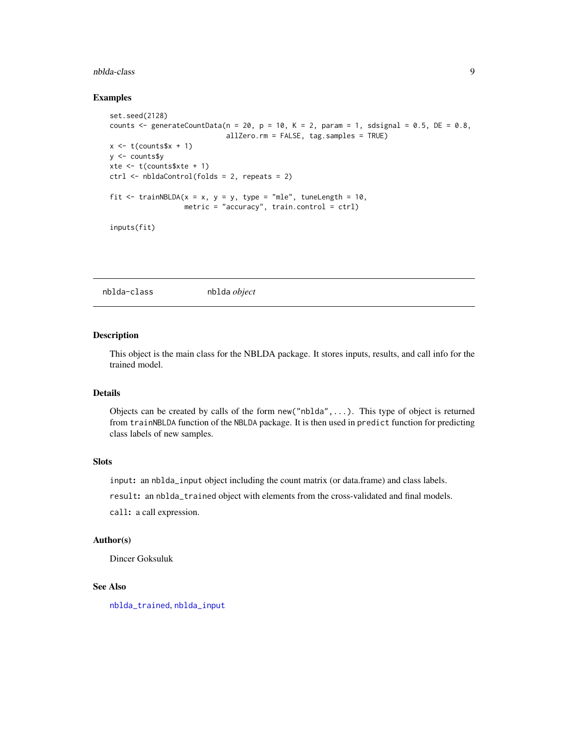## Examples

```
set.seed(2128)
counts <- generateCountData(n = 20, p = 10, K = 2, param = 1, sdsignal = 0.5, DE = 0.8,
                            allZero.rm = FALSE, tag.samples = TRUE)
x <- t(counts$x + 1)
y <- counts$y
xte <- t(counts$xte + 1)
ctrl <- nbldaControl(folds = 2, repeats = 2)

fit <- trainNBLDA(x = x, y = y, type = "mle", tuneLength = 10,
                  metric = "accuracy", train.control = ctrl)

inputs(fit)
```

---

# nblda-class    nblda *object*

---

## Description

This object is the main class for the NBLDA package. It stores inputs, results, and call info for the trained model.

## Details

Objects can be created by calls of the form `new("nblda",...)`. This type of object is returned from `trainNBLDA` function of the `NBLDA` package. It is then used in `predict` function for predicting class labels of new samples.

## Slots

`input`**:** an `nblda_input` object including the count matrix (or data.frame) and class labels.

`result`**:** an `nblda_trained` object with elements from the cross-validated and final models.

`call`**:** a call expression.

## Author(s)

Dincer Goksuluk

## See Also

`nblda_trained`, `nblda_input`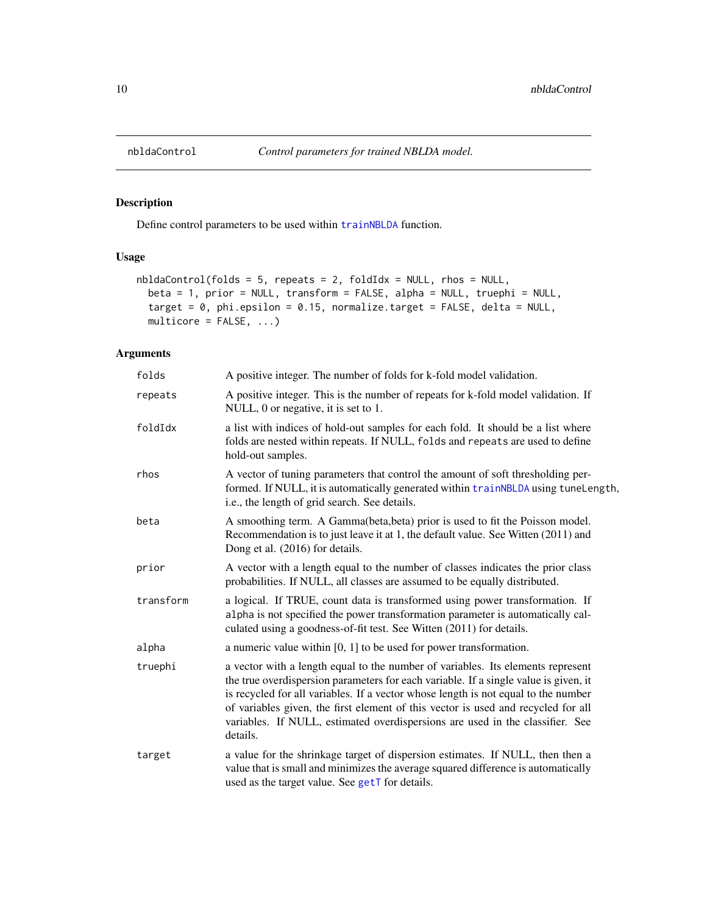## nbldaControl &nbsp;&nbsp;&nbsp; *Control parameters for trained NBLDA model.*

### Description

Define control parameters to be used within `trainNBLDA` function.

### Usage

```
nbldaControl(folds = 5, repeats = 2, foldIdx = NULL, rhos = NULL,
  beta = 1, prior = NULL, transform = FALSE, alpha = NULL, truephi = NULL,
  target = 0, phi.epsilon = 0.15, normalize.target = FALSE, delta = NULL,
  multicore = FALSE, ...)
```

### Arguments

| | |
|---|---|
| `folds` | A positive integer. The number of folds for k-fold model validation. |
| `repeats` | A positive integer. This is the number of repeats for k-fold model validation. If NULL, 0 or negative, it is set to 1. |
| `foldIdx` | a list with indices of hold-out samples for each fold. It should be a list where folds are nested within repeats. If NULL, `folds` and `repeats` are used to define hold-out samples. |
| `rhos` | A vector of tuning parameters that control the amount of soft thresholding performed. If NULL, it is automatically generated within `trainNBLDA` using `tuneLength`, i.e., the length of grid search. See details. |
| `beta` | A smoothing term. A Gamma(beta,beta) prior is used to fit the Poisson model. Recommendation is to just leave it at 1, the default value. See Witten (2011) and Dong et al. (2016) for details. |
| `prior` | A vector with a length equal to the number of classes indicates the prior class probabilities. If NULL, all classes are assumed to be equally distributed. |
| `transform` | a logical. If TRUE, count data is transformed using power transformation. If `alpha` is not specified the power transformation parameter is automatically calculated using a goodness-of-fit test. See Witten (2011) for details. |
| `alpha` | a numeric value within [0, 1] to be used for power transformation. |
| `truephi` | a vector with a length equal to the number of variables. Its elements represent the true overdispersion parameters for each variable. If a single value is given, it is recycled for all variables. If a vector whose length is not equal to the number of variables given, the first element of this vector is used and recycled for all variables. If NULL, estimated overdispersions are used in the classifier. See details. |
| `target` | a value for the shrinkage target of dispersion estimates. If NULL, then then a value that is small and minimizes the average squared difference is automatically used as the target value. See `getT` for details. |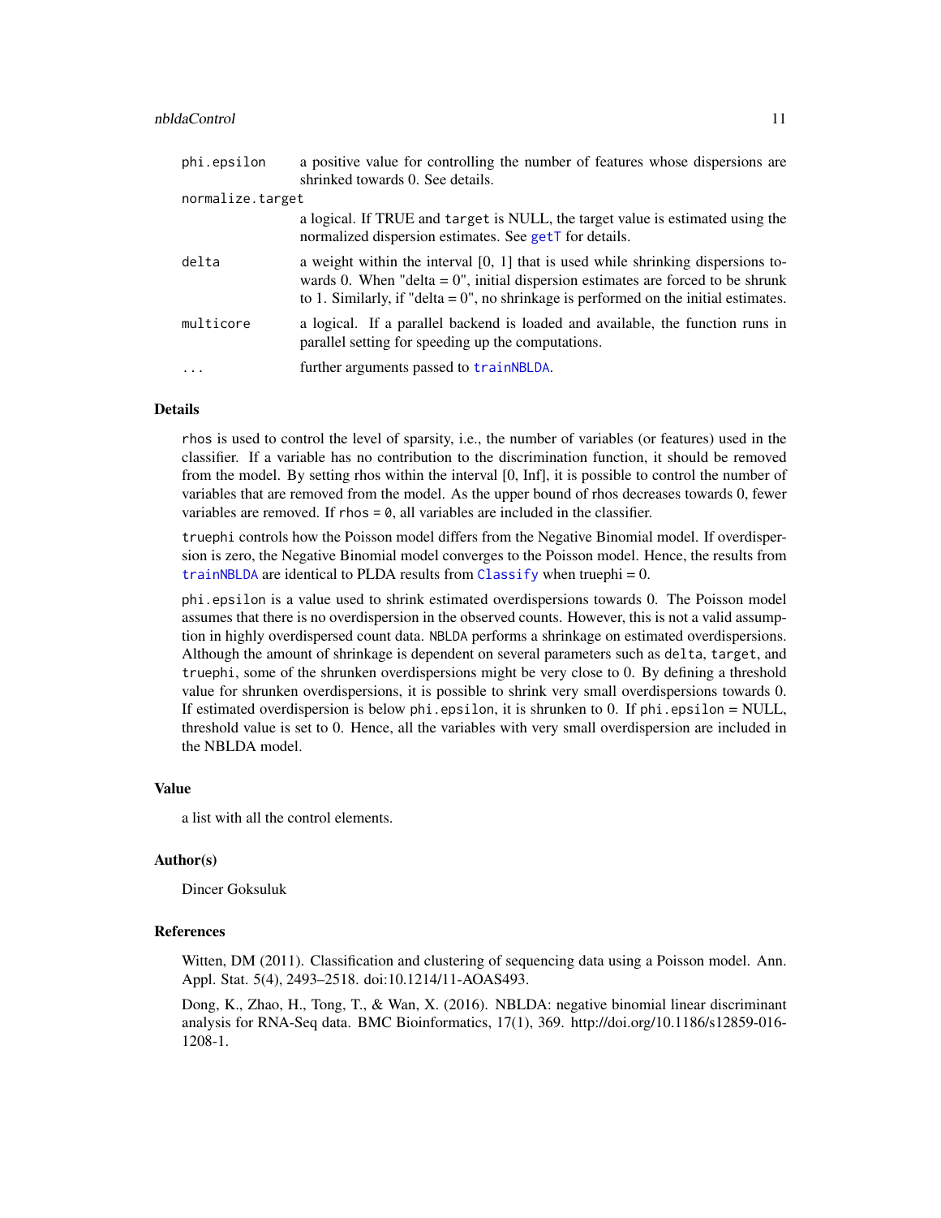| | |
|---|---|
| `phi.epsilon` | a positive value for controlling the number of features whose dispersions are shrinked towards 0. See details. |
| `normalize.target` | a logical. If TRUE and `target` is NULL, the target value is estimated using the normalized dispersion estimates. See `getT` for details. |
| `delta` | a weight within the interval [0, 1] that is used while shrinking dispersions towards 0. When "delta = 0", initial dispersion estimates are forced to be shrunk to 1. Similarly, if "delta = 0", no shrinkage is performed on the initial estimates. |
| `multicore` | a logical. If a parallel backend is loaded and available, the function runs in parallel setting for speeding up the computations. |
| `...` | further arguments passed to `trainNBLDA`. |

## Details

`rhos` is used to control the level of sparsity, i.e., the number of variables (or features) used in the classifier. If a variable has no contribution to the discrimination function, it should be removed from the model. By setting rhos within the interval [0, Inf], it is possible to control the number of variables that are removed from the model. As the upper bound of rhos decreases towards 0, fewer variables are removed. If `rhos = 0`, all variables are included in the classifier.

`truephi` controls how the Poisson model differs from the Negative Binomial model. If overdispersion is zero, the Negative Binomial model converges to the Poisson model. Hence, the results from `trainNBLDA` are identical to PLDA results from `Classify` when truephi = 0.

`phi.epsilon` is a value used to shrink estimated overdispersions towards 0. The Poisson model assumes that there is no overdispersion in the observed counts. However, this is not a valid assumption in highly overdispersed count data. `NBLDA` performs a shrinkage on estimated overdispersions. Although the amount of shrinkage is dependent on several parameters such as `delta`, `target`, and `truephi`, some of the shrunken overdispersions might be very close to 0. By defining a threshold value for shrunken overdispersions, it is possible to shrink very small overdispersions towards 0. If estimated overdispersion is below `phi.epsilon`, it is shrunken to 0. If `phi.epsilon` = NULL, threshold value is set to 0. Hence, all the variables with very small overdispersion are included in the NBLDA model.

## Value

a list with all the control elements.

## Author(s)

Dincer Goksuluk

## References

Witten, DM (2011). Classification and clustering of sequencing data using a Poisson model. Ann. Appl. Stat. 5(4), 2493–2518. doi:10.1214/11-AOAS493.

Dong, K., Zhao, H., Tong, T., & Wan, X. (2016). NBLDA: negative binomial linear discriminant analysis for RNA-Seq data. BMC Bioinformatics, 17(1), 369. http://doi.org/10.1186/s12859-016-1208-1.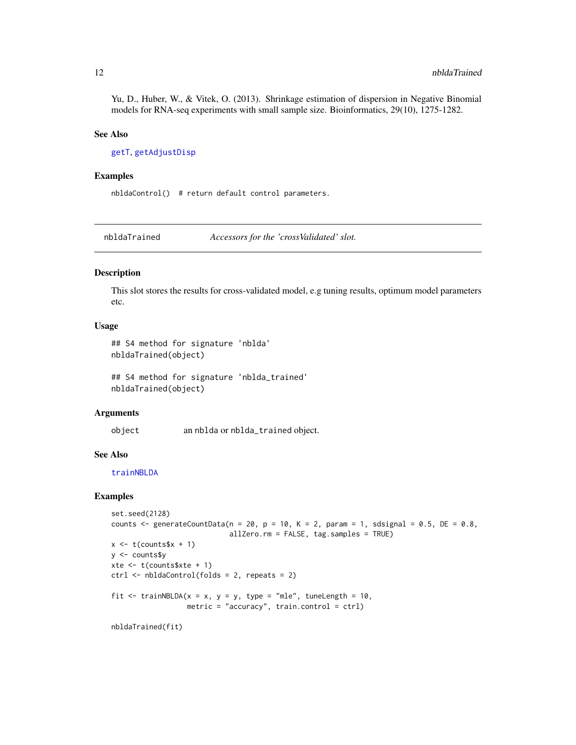Yu, D., Huber, W., & Vitek, O. (2013). Shrinkage estimation of dispersion in Negative Binomial models for RNA-seq experiments with small sample size. Bioinformatics, 29(10), 1275-1282.

### See Also

getT, getAdjustDisp

### Examples

```
nbldaControl()  # return default control parameters.
```

---

## nbldaTrained &emsp; *Accessors for the 'crossValidated' slot.*

---

### Description

This slot stores the results for cross-validated model, e.g tuning results, optimum model parameters etc.

### Usage

```
## S4 method for signature 'nblda'
nbldaTrained(object)

## S4 method for signature 'nblda_trained'
nbldaTrained(object)
```

### Arguments

| | |
|---|---|
| object | an nblda or nblda_trained object. |

### See Also

trainNBLDA

### Examples

```
set.seed(2128)
counts <- generateCountData(n = 20, p = 10, K = 2, param = 1, sdsignal = 0.5, DE = 0.8,
                            allZero.rm = FALSE, tag.samples = TRUE)
x <- t(counts$x + 1)
y <- counts$y
xte <- t(counts$xte + 1)
ctrl <- nbldaControl(folds = 2, repeats = 2)

fit <- trainNBLDA(x = x, y = y, type = "mle", tuneLength = 10,
                  metric = "accuracy", train.control = ctrl)

nbldaTrained(fit)
```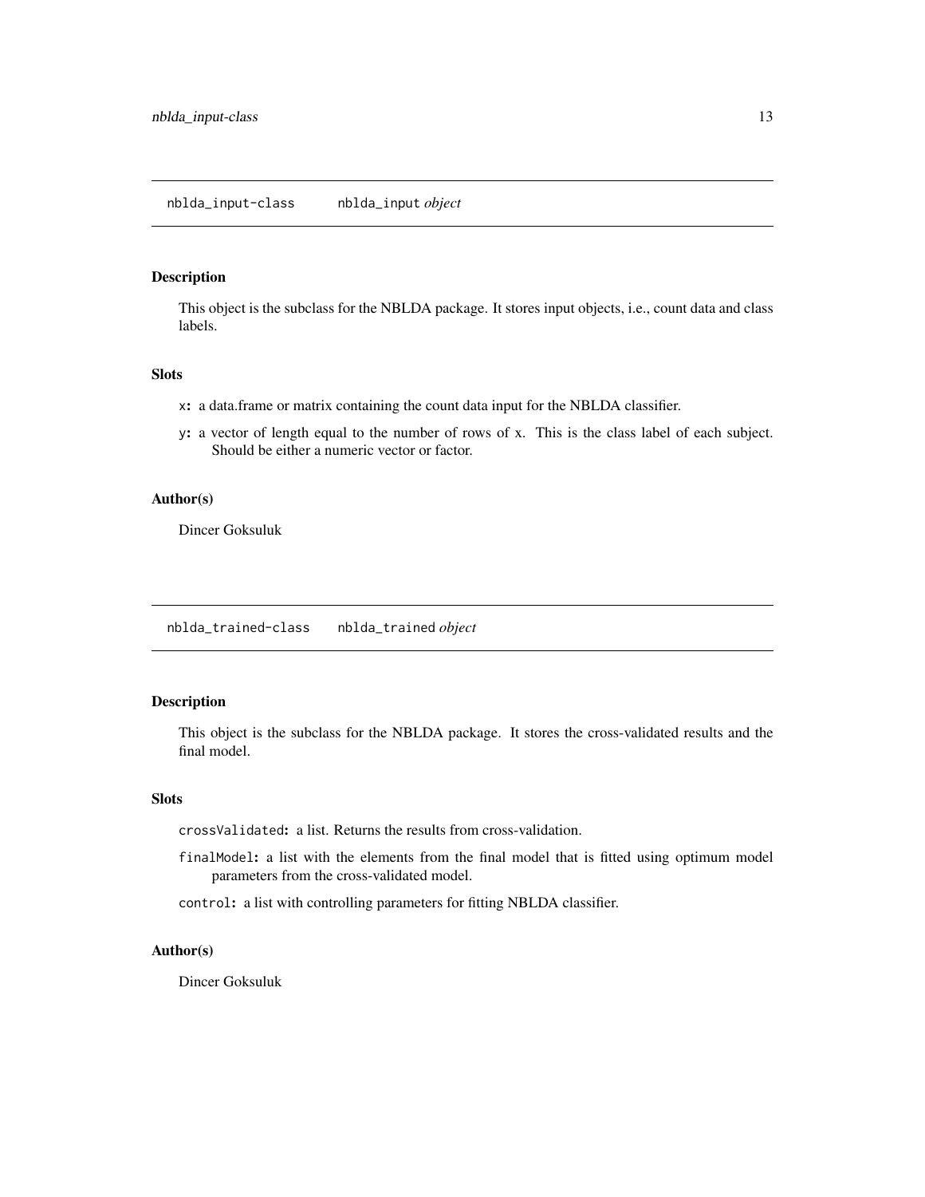## nblda_input-class — nblda_input *object*

### Description

This object is the subclass for the NBLDA package. It stores input objects, i.e., count data and class labels.

### Slots

- `x`: a data.frame or matrix containing the count data input for the NBLDA classifier.
- `y`: a vector of length equal to the number of rows of x. This is the class label of each subject. Should be either a numeric vector or factor.

### Author(s)

Dincer Goksuluk

## nblda_trained-class — nblda_trained *object*

### Description

This object is the subclass for the NBLDA package. It stores the cross-validated results and the final model.

### Slots

- `crossValidated`: a list. Returns the results from cross-validation.
- `finalModel`: a list with the elements from the final model that is fitted using optimum model parameters from the cross-validated model.
- `control`: a list with controlling parameters for fitting NBLDA classifier.

### Author(s)

Dincer Goksuluk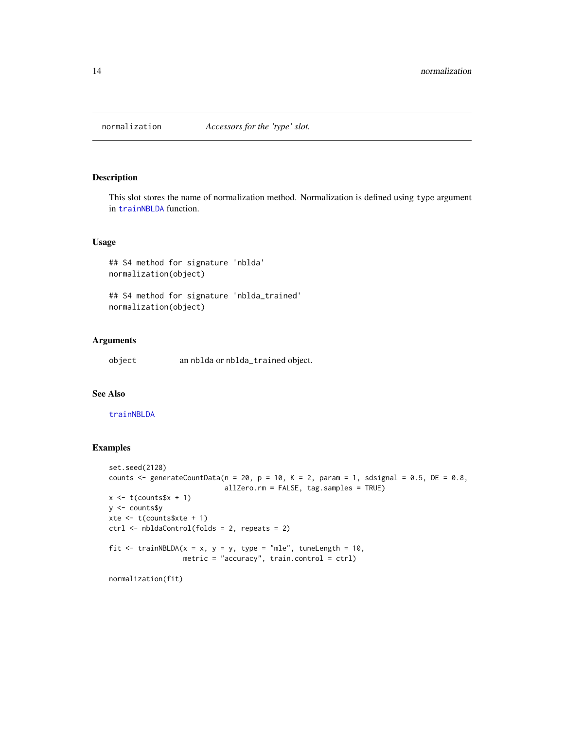normalization *Accessors for the 'type' slot.*

### Description

This slot stores the name of normalization method. Normalization is defined using `type` argument in `trainNBLDA` function.

### Usage

```
## S4 method for signature 'nblda'
normalization(object)

## S4 method for signature 'nblda_trained'
normalization(object)
```

### Arguments

| | |
|---|---|
| object | an `nblda` or `nblda_trained` object. |

### See Also

`trainNBLDA`

### Examples

```
set.seed(2128)
counts <- generateCountData(n = 20, p = 10, K = 2, param = 1, sdsignal = 0.5, DE = 0.8,
                            allZero.rm = FALSE, tag.samples = TRUE)
x <- t(counts$x + 1)
y <- counts$y
xte <- t(counts$xte + 1)
ctrl <- nbldaControl(folds = 2, repeats = 2)

fit <- trainNBLDA(x = x, y = y, type = "mle", tuneLength = 10,
                  metric = "accuracy", train.control = ctrl)

normalization(fit)
```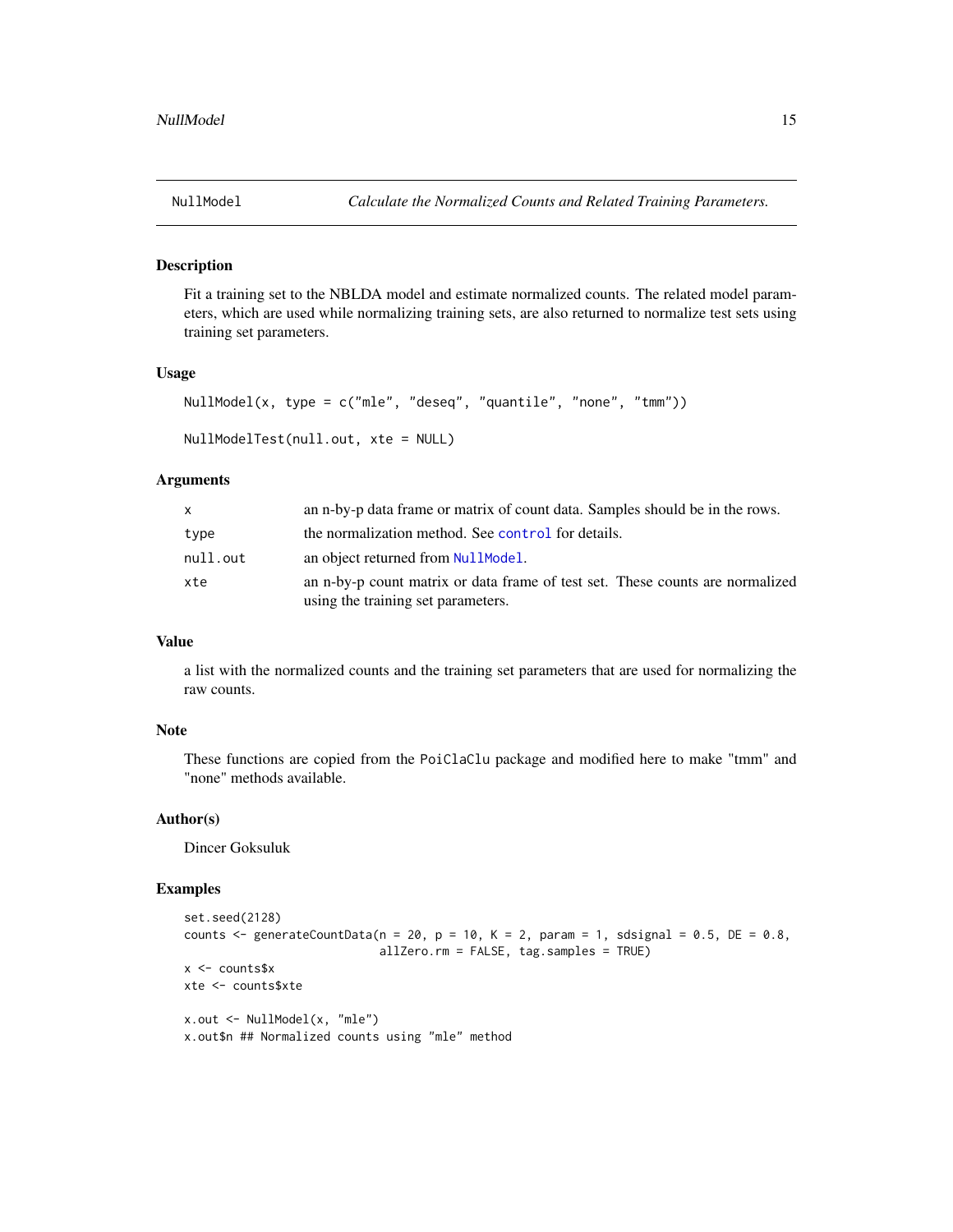# NullModel *Calculate the Normalized Counts and Related Training Parameters.*

## Description

Fit a training set to the NBLDA model and estimate normalized counts. The related model parameters, which are used while normalizing training sets, are also returned to normalize test sets using training set parameters.

## Usage

```
NullModel(x, type = c("mle", "deseq", "quantile", "none", "tmm"))

NullModelTest(null.out, xte = NULL)
```

## Arguments

| | |
|---|---|
| x | an n-by-p data frame or matrix of count data. Samples should be in the rows. |
| type | the normalization method. See control for details. |
| null.out | an object returned from NullModel. |
| xte | an n-by-p count matrix or data frame of test set. These counts are normalized using the training set parameters. |

## Value

a list with the normalized counts and the training set parameters that are used for normalizing the raw counts.

## Note

These functions are copied from the PoiClaClu package and modified here to make "tmm" and "none" methods available.

## Author(s)

Dincer Goksuluk

## Examples

```
set.seed(2128)
counts <- generateCountData(n = 20, p = 10, K = 2, param = 1, sdsignal = 0.5, DE = 0.8,
                            allZero.rm = FALSE, tag.samples = TRUE)
x <- counts$x
xte <- counts$xte

x.out <- NullModel(x, "mle")
x.out$n ## Normalized counts using "mle" method
```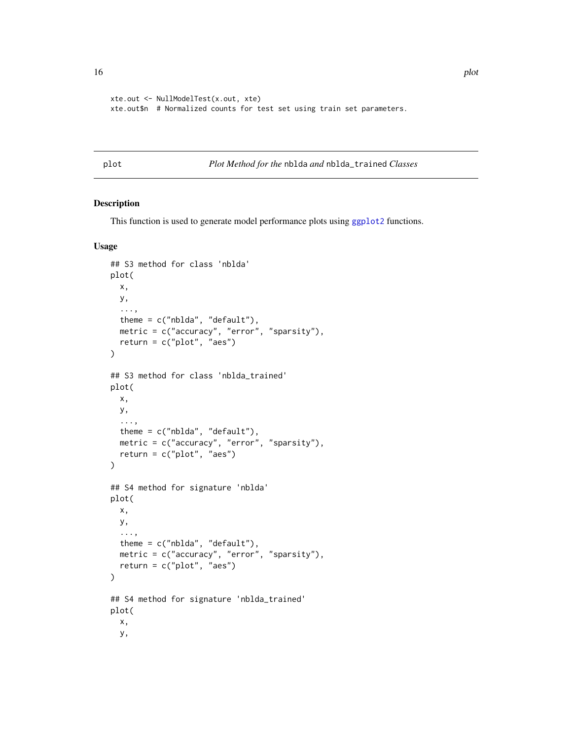```
xte.out <- NullModelTest(x.out, xte)
xte.out$n  # Normalized counts for test set using train set parameters.
```

## plot — *Plot Method for the* `nblda` *and* `nblda_trained` *Classes*

### Description

This function is used to generate model performance plots using `ggplot2` functions.

### Usage

```
## S3 method for class 'nblda'
plot(
  x,
  y,
  ...,
  theme = c("nblda", "default"),
  metric = c("accuracy", "error", "sparsity"),
  return = c("plot", "aes")
)

## S3 method for class 'nblda_trained'
plot(
  x,
  y,
  ...,
  theme = c("nblda", "default"),
  metric = c("accuracy", "error", "sparsity"),
  return = c("plot", "aes")
)

## S4 method for signature 'nblda'
plot(
  x,
  y,
  ...,
  theme = c("nblda", "default"),
  metric = c("accuracy", "error", "sparsity"),
  return = c("plot", "aes")
)

## S4 method for signature 'nblda_trained'
plot(
  x,
  y,
```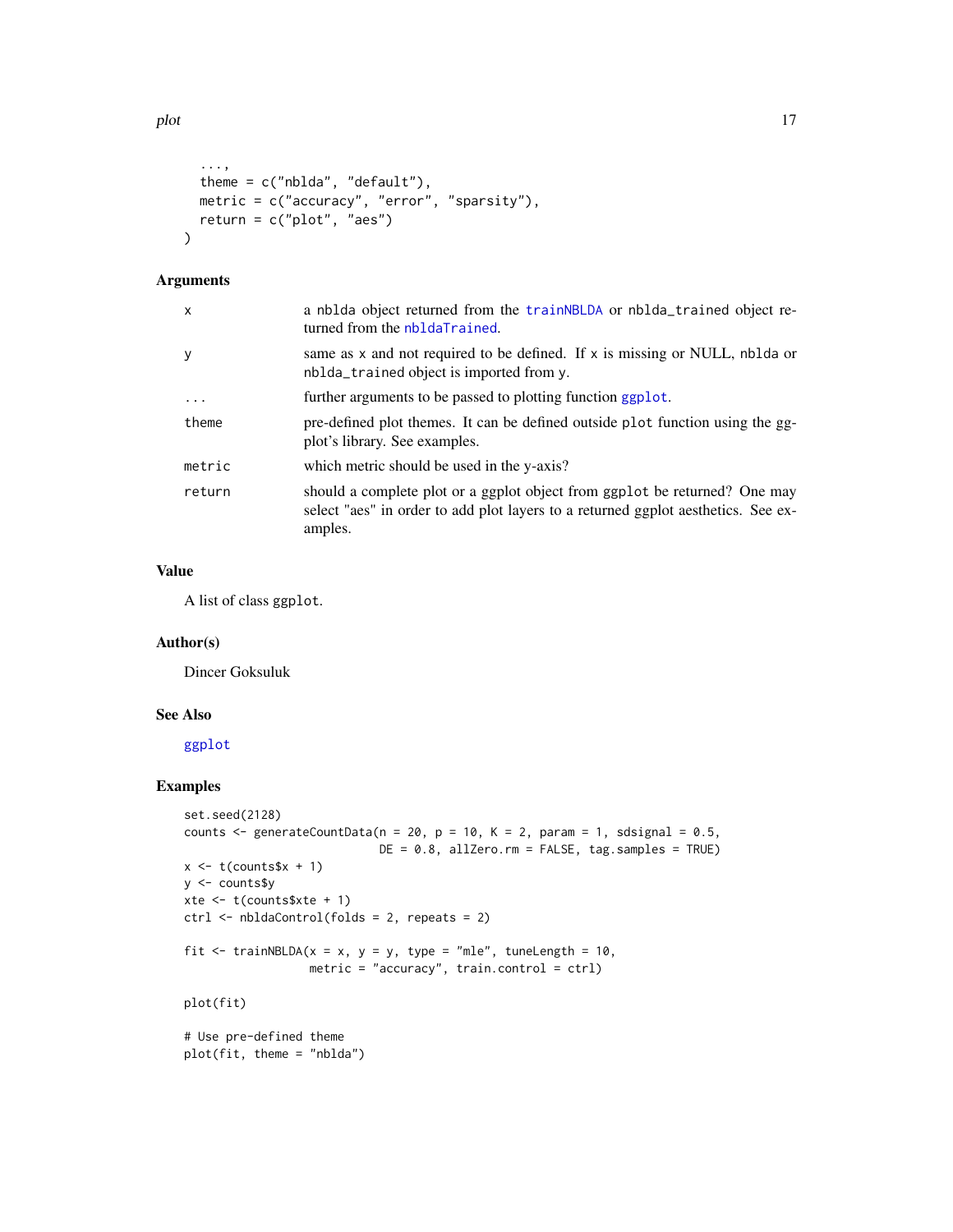```
  ...,
  theme = c("nblda", "default"),
  metric = c("accuracy", "error", "sparsity"),
  return = c("plot", "aes")
)
```

### Arguments

| | |
|---|---|
| x | a nblda object returned from the trainNBLDA or nblda_trained object returned from the nbldaTrained. |
| y | same as x and not required to be defined. If x is missing or NULL, nblda or nblda_trained object is imported from y. |
| ... | further arguments to be passed to plotting function ggplot. |
| theme | pre-defined plot themes. It can be defined outside plot function using the ggplot's library. See examples. |
| metric | which metric should be used in the y-axis? |
| return | should a complete plot or a ggplot object from ggplot be returned? One may select "aes" in order to add plot layers to a returned ggplot aesthetics. See examples. |

### Value

A list of class ggplot.

### Author(s)

Dincer Goksuluk

### See Also

ggplot

### Examples

```
set.seed(2128)
counts <- generateCountData(n = 20, p = 10, K = 2, param = 1, sdsignal = 0.5,
                            DE = 0.8, allZero.rm = FALSE, tag.samples = TRUE)
x <- t(counts$x + 1)
y <- counts$y
xte <- t(counts$xte + 1)
ctrl <- nbldaControl(folds = 2, repeats = 2)

fit <- trainNBLDA(x = x, y = y, type = "mle", tuneLength = 10,
                  metric = "accuracy", train.control = ctrl)

plot(fit)

# Use pre-defined theme
plot(fit, theme = "nblda")
```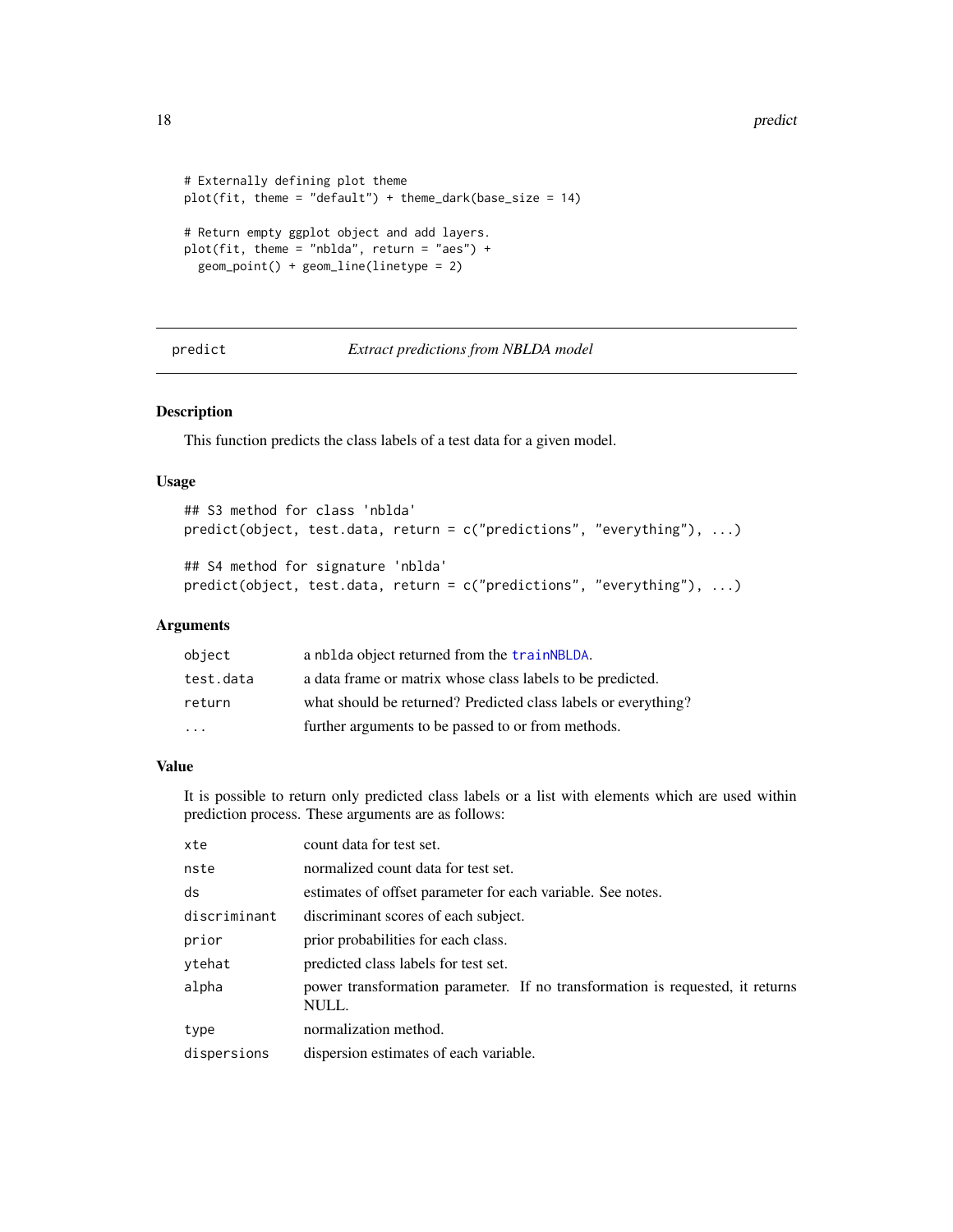```
# Externally defining plot theme
plot(fit, theme = "default") + theme_dark(base_size = 14)

# Return empty ggplot object and add layers.
plot(fit, theme = "nblda", return = "aes") +
  geom_point() + geom_line(linetype = 2)
```

---

## predict — *Extract predictions from NBLDA model*

### Description

This function predicts the class labels of a test data for a given model.

### Usage

```
## S3 method for class 'nblda'
predict(object, test.data, return = c("predictions", "everything"), ...)

## S4 method for signature 'nblda'
predict(object, test.data, return = c("predictions", "everything"), ...)
```

### Arguments

| | |
|---|---|
| `object` | a `nblda` object returned from the `trainNBLDA`. |
| `test.data` | a data frame or matrix whose class labels to be predicted. |
| `return` | what should be returned? Predicted class labels or everything? |
| `...` | further arguments to be passed to or from methods. |

### Value

It is possible to return only predicted class labels or a list with elements which are used within prediction process. These arguments are as follows:

| | |
|---|---|
| `xte` | count data for test set. |
| `nste` | normalized count data for test set. |
| `ds` | estimates of offset parameter for each variable. See notes. |
| `discriminant` | discriminant scores of each subject. |
| `prior` | prior probabilities for each class. |
| `ytehat` | predicted class labels for test set. |
| `alpha` | power transformation parameter. If no transformation is requested, it returns NULL. |
| `type` | normalization method. |
| `dispersions` | dispersion estimates of each variable. |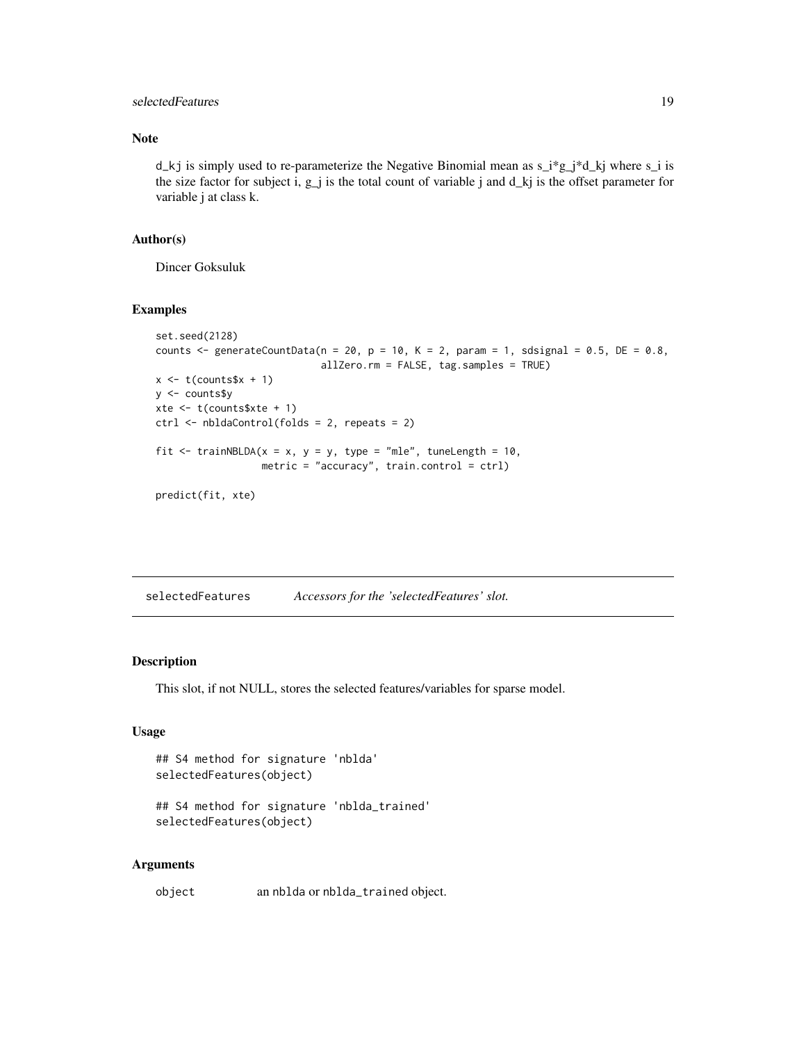### Note

$d_{kj}$ is simply used to re-parameterize the Negative Binomial mean as $s_i * g_j * d_{kj}$ where $s_i$ is the size factor for subject i, $g_j$ is the total count of variable j and $d_{kj}$ is the offset parameter for variable j at class k.

### Author(s)

Dincer Goksuluk

### Examples

```
set.seed(2128)
counts <- generateCountData(n = 20, p = 10, K = 2, param = 1, sdsignal = 0.5, DE = 0.8,
                            allZero.rm = FALSE, tag.samples = TRUE)
x <- t(counts$x + 1)
y <- counts$y
xte <- t(counts$xte + 1)
ctrl <- nbldaControl(folds = 2, repeats = 2)

fit <- trainNBLDA(x = x, y = y, type = "mle", tuneLength = 10,
                  metric = "accuracy", train.control = ctrl)

predict(fit, xte)
```

---

## selectedFeatures *Accessors for the 'selectedFeatures' slot.*

### Description

This slot, if not NULL, stores the selected features/variables for sparse model.

### Usage

```
## S4 method for signature 'nblda'
selectedFeatures(object)

## S4 method for signature 'nblda_trained'
selectedFeatures(object)
```

### Arguments

| | |
|---|---|
| object | an nblda or nblda_trained object. |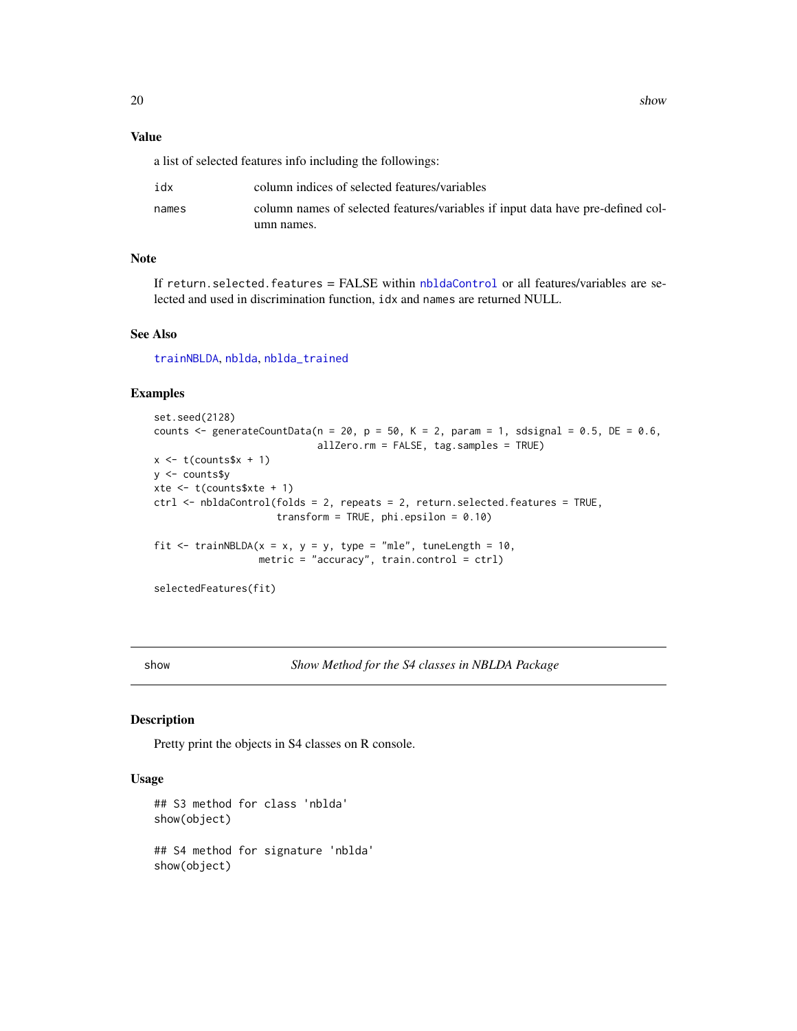### Value

a list of selected features info including the followings:

| | |
|---|---|
| `idx` | column indices of selected features/variables |
| `names` | column names of selected features/variables if input data have pre-defined column names. |

### Note

If `return.selected.features = FALSE` within `nbldaControl` or all features/variables are selected and used in discrimination function, `idx` and `names` are returned NULL.

### See Also

`trainNBLDA`, `nblda`, `nblda_trained`

### Examples

```
set.seed(2128)
counts <- generateCountData(n = 20, p = 50, K = 2, param = 1, sdsignal = 0.5, DE = 0.6,
                            allZero.rm = FALSE, tag.samples = TRUE)
x <- t(counts$x + 1)
y <- counts$y
xte <- t(counts$xte + 1)
ctrl <- nbldaControl(folds = 2, repeats = 2, return.selected.features = TRUE,
                     transform = TRUE, phi.epsilon = 0.10)

fit <- trainNBLDA(x = x, y = y, type = "mle", tuneLength = 10,
                  metric = "accuracy", train.control = ctrl)

selectedFeatures(fit)
```

---

## show *Show Method for the S4 classes in NBLDA Package*

---

### Description

Pretty print the objects in S4 classes on R console.

### Usage

```
## S3 method for class 'nblda'
show(object)

## S4 method for signature 'nblda'
show(object)
```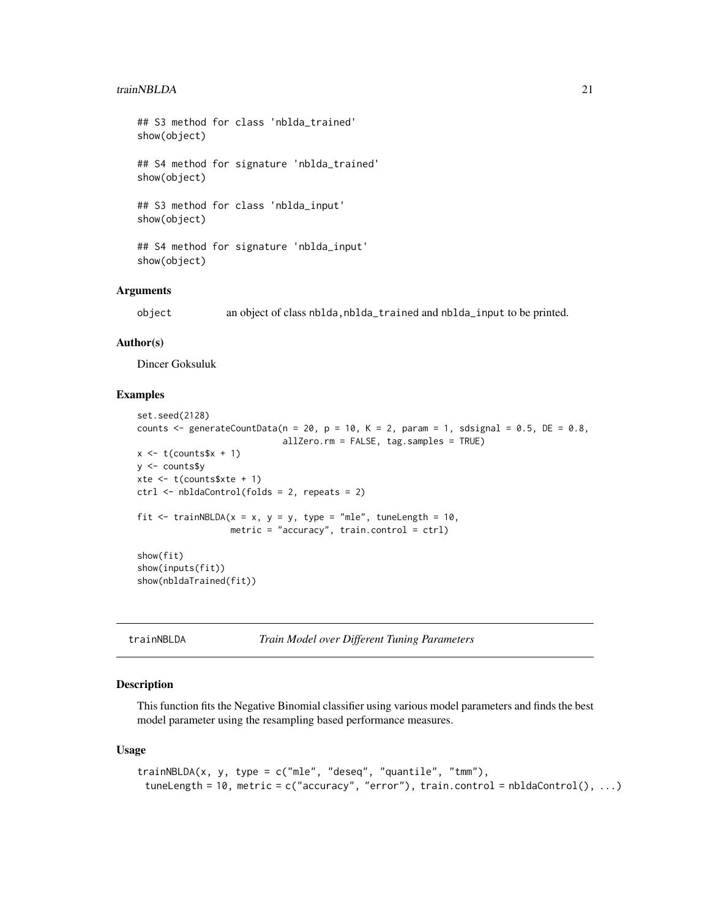```
## S3 method for class 'nblda_trained'
show(object)

## S4 method for signature 'nblda_trained'
show(object)

## S3 method for class 'nblda_input'
show(object)

## S4 method for signature 'nblda_input'
show(object)
```

### Arguments

`object` an object of class `nblda`, `nblda_trained` and `nblda_input` to be printed.

### Author(s)

Dincer Goksuluk

### Examples

```
set.seed(2128)
counts <- generateCountData(n = 20, p = 10, K = 2, param = 1, sdsignal = 0.5, DE = 0.8,
                            allZero.rm = FALSE, tag.samples = TRUE)
x <- t(counts$x + 1)
y <- counts$y
xte <- t(counts$xte + 1)
ctrl <- nbldaControl(folds = 2, repeats = 2)

fit <- trainNBLDA(x = x, y = y, type = "mle", tuneLength = 10,
                  metric = "accuracy", train.control = ctrl)

show(fit)
show(inputs(fit))
show(nbldaTrained(fit))
```

---

## trainNBLDA *Train Model over Different Tuning Parameters*

---

### Description

This function fits the Negative Binomial classifier using various model parameters and finds the best model parameter using the resampling based performance measures.

### Usage

```
trainNBLDA(x, y, type = c("mle", "deseq", "quantile", "tmm"),
  tuneLength = 10, metric = c("accuracy", "error"), train.control = nbldaControl(), ...)
```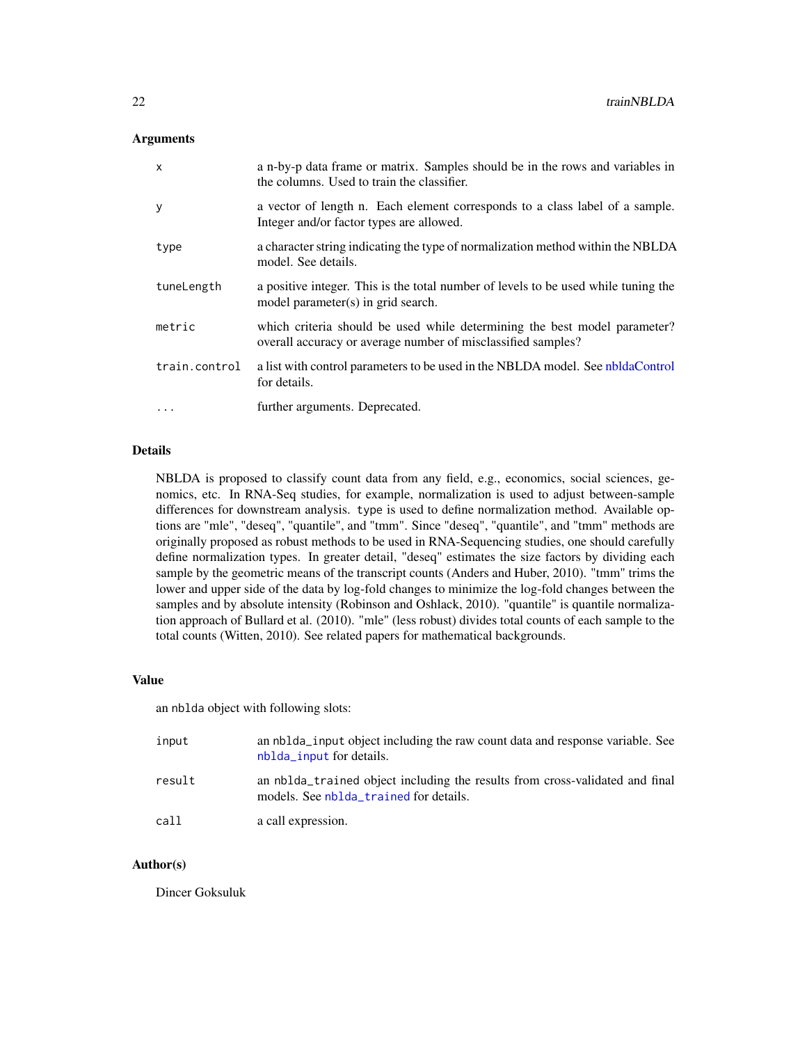### Arguments

| | |
|---|---|
| `x` | a n-by-p data frame or matrix. Samples should be in the rows and variables in the columns. Used to train the classifier. |
| `y` | a vector of length n. Each element corresponds to a class label of a sample. Integer and/or factor types are allowed. |
| `type` | a character string indicating the type of normalization method within the NBLDA model. See details. |
| `tuneLength` | a positive integer. This is the total number of levels to be used while tuning the model parameter(s) in grid search. |
| `metric` | which criteria should be used while determining the best model parameter? overall accuracy or average number of misclassified samples? |
| `train.control` | a list with control parameters to be used in the NBLDA model. See nbldaControl for details. |
| `...` | further arguments. Deprecated. |

### Details

NBLDA is proposed to classify count data from any field, e.g., economics, social sciences, genomics, etc. In RNA-Seq studies, for example, normalization is used to adjust between-sample differences for downstream analysis. `type` is used to define normalization method. Available options are "mle", "deseq", "quantile", and "tmm". Since "deseq", "quantile", and "tmm" methods are originally proposed as robust methods to be used in RNA-Sequencing studies, one should carefully define normalization types. In greater detail, "deseq" estimates the size factors by dividing each sample by the geometric means of the transcript counts (Anders and Huber, 2010). "tmm" trims the lower and upper side of the data by log-fold changes to minimize the log-fold changes between the samples and by absolute intensity (Robinson and Oshlack, 2010). "quantile" is quantile normalization approach of Bullard et al. (2010). "mle" (less robust) divides total counts of each sample to the total counts (Witten, 2010). See related papers for mathematical backgrounds.

### Value

an `nblda` object with following slots:

| | |
|---|---|
| `input` | an `nblda_input` object including the raw count data and response variable. See `nblda_input` for details. |
| `result` | an `nblda_trained` object including the results from cross-validated and final models. See `nblda_trained` for details. |
| `call` | a call expression. |

### Author(s)

Dincer Goksuluk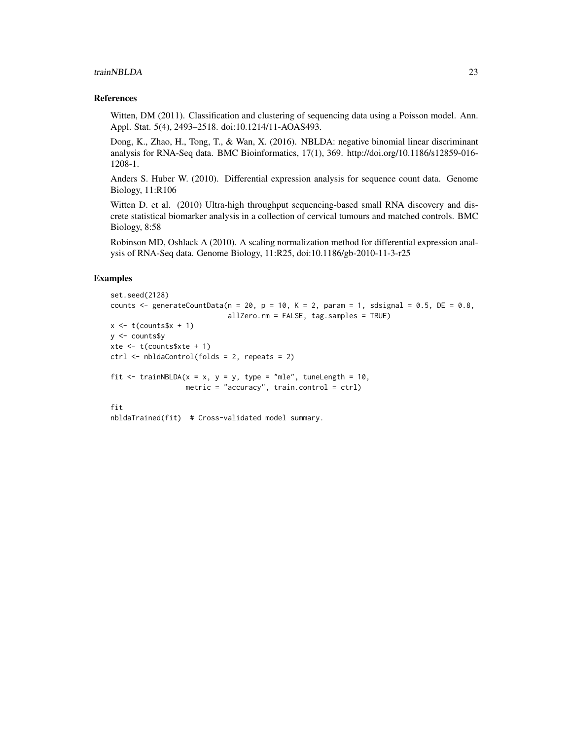## References

Witten, DM (2011). Classification and clustering of sequencing data using a Poisson model. Ann. Appl. Stat. 5(4), 2493–2518. doi:10.1214/11-AOAS493.

Dong, K., Zhao, H., Tong, T., & Wan, X. (2016). NBLDA: negative binomial linear discriminant analysis for RNA-Seq data. BMC Bioinformatics, 17(1), 369. http://doi.org/10.1186/s12859-016-1208-1.

Anders S. Huber W. (2010). Differential expression analysis for sequence count data. Genome Biology, 11:R106

Witten D. et al. (2010) Ultra-high throughput sequencing-based small RNA discovery and discrete statistical biomarker analysis in a collection of cervical tumours and matched controls. BMC Biology, 8:58

Robinson MD, Oshlack A (2010). A scaling normalization method for differential expression analysis of RNA-Seq data. Genome Biology, 11:R25, doi:10.1186/gb-2010-11-3-r25

## Examples

```
set.seed(2128)
counts <- generateCountData(n = 20, p = 10, K = 2, param = 1, sdsignal = 0.5, DE = 0.8,
                            allZero.rm = FALSE, tag.samples = TRUE)
x <- t(counts$x + 1)
y <- counts$y
xte <- t(counts$xte + 1)
ctrl <- nbldaControl(folds = 2, repeats = 2)

fit <- trainNBLDA(x = x, y = y, type = "mle", tuneLength = 10,
                  metric = "accuracy", train.control = ctrl)

fit
nbldaTrained(fit)  # Cross-validated model summary.
```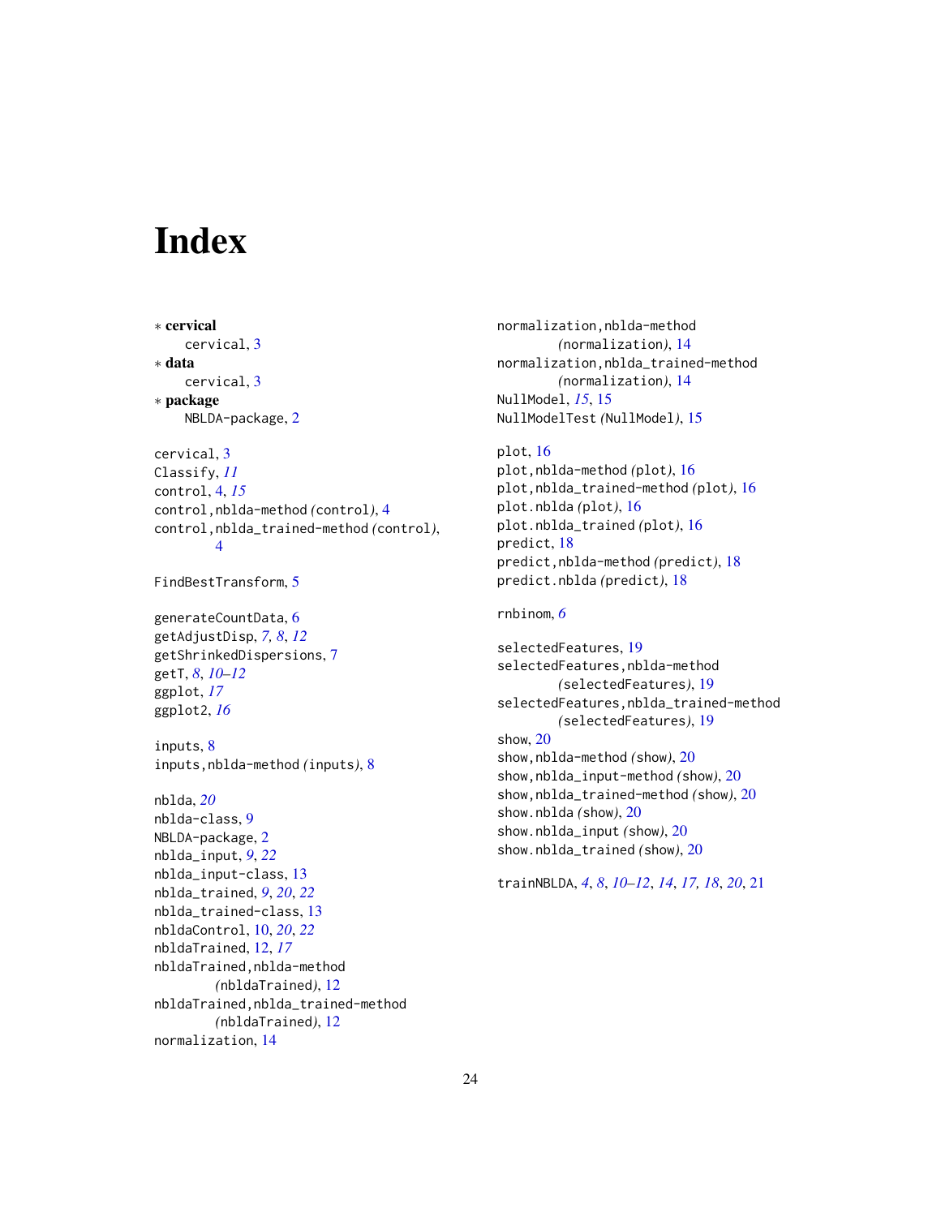# Index

∗ **cervical**
  cervical, 3

∗ **data**
  cervical, 3

∗ **package**
  NBLDA-package, 2

cervical, 3
Classify, *11*
control, 4, *15*
control,nblda-method *(*control*)*, 4
control,nblda_trained-method *(*control*)*, 4

FindBestTransform, 5

generateCountData, 6
getAdjustDisp, *7, 8*, *12*
getShrinkedDispersions, 7
getT, *8*, *10–12*
ggplot, *17*
ggplot2, *16*

inputs, 8
inputs,nblda-method *(*inputs*)*, 8

nblda, *20*
nblda-class, 9
NBLDA-package, 2
nblda_input, *9*, *22*
nblda_input-class, 13
nblda_trained, *9*, *20*, *22*
nblda_trained-class, 13
nbldaControl, 10, *20*, *22*
nbldaTrained, 12, *17*
nbldaTrained,nblda-method *(*nbldaTrained*)*, 12
nbldaTrained,nblda_trained-method *(*nbldaTrained*)*, 12
normalization, 14
normalization,nblda-method *(*normalization*)*, 14
normalization,nblda_trained-method *(*normalization*)*, 14
NullModel, *15*, 15
NullModelTest *(*NullModel*)*, 15

plot, 16
plot,nblda-method *(*plot*)*, 16
plot,nblda_trained-method *(*plot*)*, 16
plot.nblda *(*plot*)*, 16
plot.nblda_trained *(*plot*)*, 16
predict, 18
predict,nblda-method *(*predict*)*, 18
predict.nblda *(*predict*)*, 18

rnbinom, *6*

selectedFeatures, 19
selectedFeatures,nblda-method *(*selectedFeatures*)*, 19
selectedFeatures,nblda_trained-method *(*selectedFeatures*)*, 19
show, 20
show,nblda-method *(*show*)*, 20
show,nblda_input-method *(*show*)*, 20
show,nblda_trained-method *(*show*)*, 20
show.nblda *(*show*)*, 20
show.nblda_input *(*show*)*, 20
show.nblda_trained *(*show*)*, 20

trainNBLDA, *4*, *8*, *10–12*, *14*, *17, 18*, *20*, 21